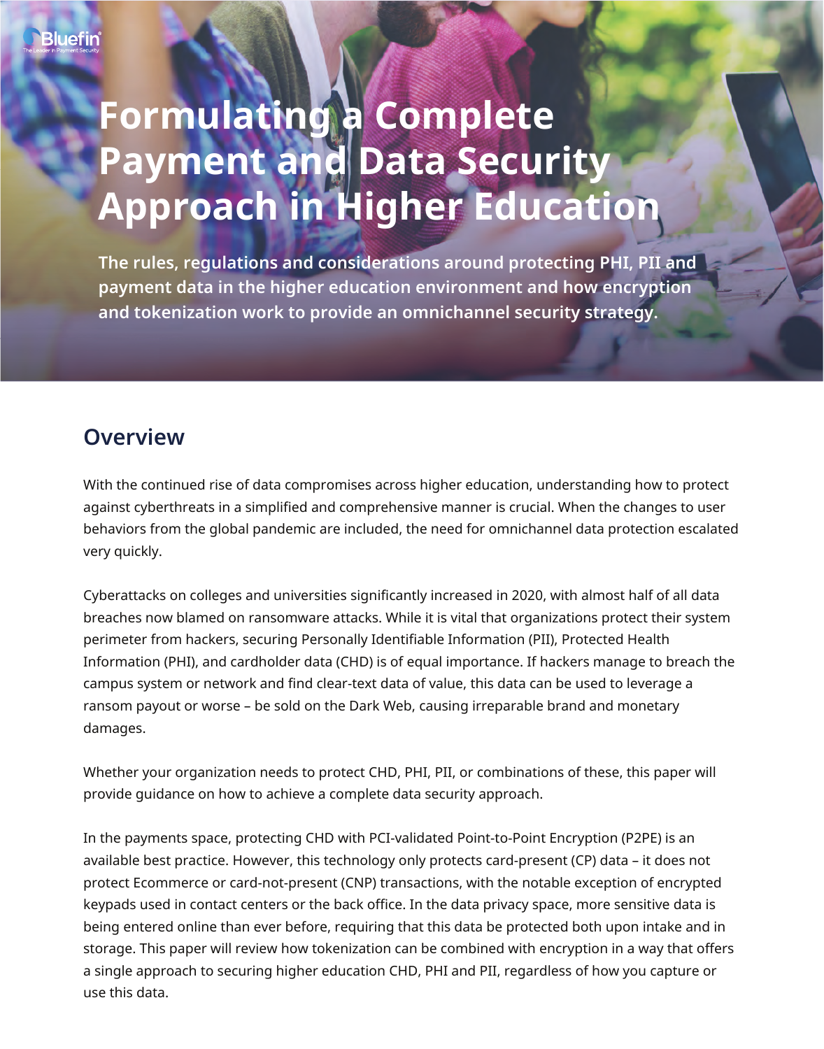# Formulating a Complete Payment and Data Security Approach in Higher Education

**The rules, regulations and considerations around protecting PHI, PII and payment data in the higher education environment and how encryption and tokenization work to provide an omnichannel security strategy.**

## Overview

With the continued rise of data compromises across higher education, understanding how to protect against cyberthreats in a simplified and comprehensive manner is crucial. When the changes to user behaviors from the global pandemic are included, the need for omnichannel data protection escalated very quickly.

Cyberattacks on colleges and universities significantly increased in 2020, with almost half of all data breaches now blamed on ransomware attacks. While it is vital that organizations protect their system perimeter from hackers, securing Personally Identifiable Information (PII), Protected Health Information (PHI), and cardholder data (CHD) is of equal importance. If hackers manage to breach the campus system or network and find clear-text data of value, this data can be used to leverage a ransom payout or worse – be sold on the Dark Web, causing irreparable brand and monetary damages.

Whether your organization needs to protect CHD, PHI, PII, or combinations of these, this paper will provide guidance on how to achieve a complete data security approach.

In the payments space, protecting CHD with PCI-validated Point-to-Point Encryption (P2PE) is an available best practice. However, this technology only protects card-present (CP) data – it does not protect Ecommerce or card-not-present (CNP) transactions, with the notable exception of encrypted keypads used in contact centers or the back office. In the data privacy space, more sensitive data is being entered online than ever before, requiring that this data be protected both upon intake and in storage. This paper will review how tokenization can be combined with encryption in a way that offers a single approach to securing higher education CHD, PHI and PII, regardless of how you capture or use this data.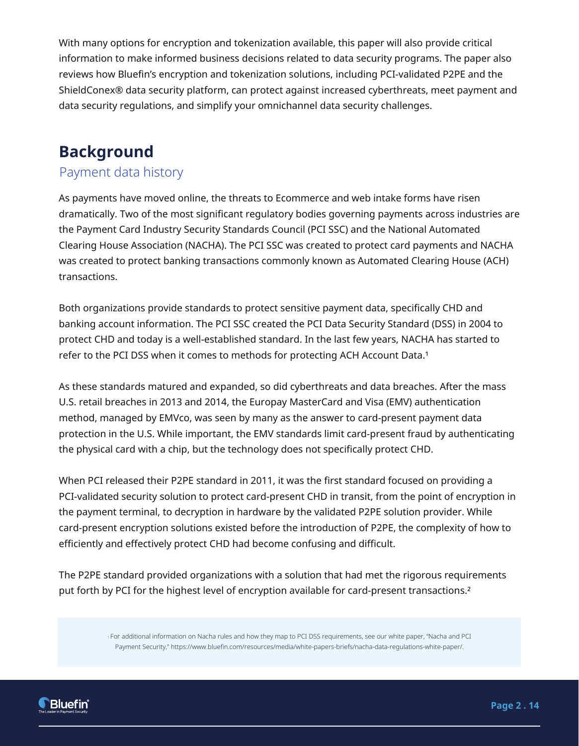With many options for encryption and tokenization available, this paper will also provide critical information to make informed business decisions related to data security programs. The paper also reviews how Bluefin's encryption and tokenization solutions, including PCI-validated P2PE and the ShieldConex® data security platform, can protect against increased cyberthreats, meet payment and data security regulations, and simplify your omnichannel data security challenges.

# Background

## Payment data history

As payments have moved online, the threats to Ecommerce and web intake forms have risen dramatically. Two of the most significant regulatory bodies governing payments across industries are the Payment Card Industry Security Standards Council (PCI SSC) and the National Automated Clearing House Association (NACHA). The PCI SSC was created to protect card payments and NACHA was created to protect banking transactions commonly known as Automated Clearing House (ACH) transactions.

Both organizations provide standards to protect sensitive payment data, specifically CHD and banking account information. The PCI SSC created the PCI Data Security Standard (DSS) in 2004 to protect CHD and today is a well-established standard. In the last few years, NACHA has started to refer to the PCI DSS when it comes to methods for protecting ACH Account Data.[1]

As these standards matured and expanded, so did cyberthreats and data breaches. After the mass U.S. retail breaches in 2013 and 2014, the Europay MasterCard and Visa (EMV) authentication method, managed by EMVco, was seen by many as the answer to card-present payment data protection in the U.S. While important, the EMV standards limit card-present fraud by authenticating the physical card with a chip, but the technology does not specifically protect CHD.

When PCI released their P2PE standard in 2011, it was the first standard focused on providing a PCI-validated security solution to protect card-present CHD in transit, from the point of encryption in the payment terminal, to decryption in hardware by the validated P2PE solution provider. While card-present encryption solutions existed before the introduction of P2PE, the complexity of how to efficiently and effectively protect CHD had become confusing and difficult.

The P2PE standard provided organizations with a solution that had met the rigorous requirements put forth by PCI for the highest level of encryption available for card-present transactions.[2]

[1] For additional information on Nacha rules and how they map to PCI DSS requirements, see our white paper, "Nacha and PCI Payment Security," https://www.bluefin.com/resources/media/white-papers-briefs/nacha-data-regulations-white-paper/.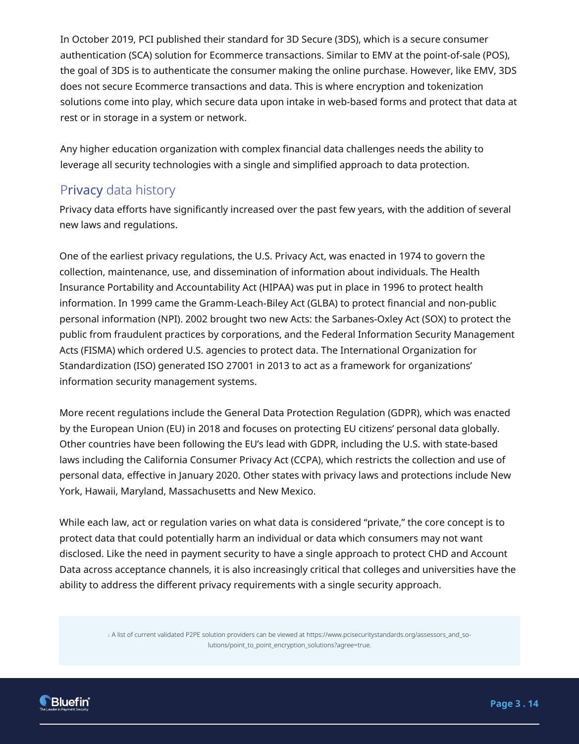In October 2019, PCI published their standard for 3D Secure (3DS), which is a secure consumer authentication (SCA) solution for Ecommerce transactions. Similar to EMV at the point-of-sale (POS), the goal of 3DS is to authenticate the consumer making the online purchase. However, like EMV, 3DS does not secure Ecommerce transactions and data. This is where encryption and tokenization solutions come into play, which secure data upon intake in web-based forms and protect that data at rest or in storage in a system or network.

Any higher education organization with complex financial data challenges needs the ability to leverage all security technologies with a single and simplified approach to data protection.

## Privacy data history

Privacy data efforts have significantly increased over the past few years, with the addition of several new laws and regulations.

One of the earliest privacy regulations, the U.S. Privacy Act, was enacted in 1974 to govern the collection, maintenance, use, and dissemination of information about individuals. The Health Insurance Portability and Accountability Act (HIPAA) was put in place in 1996 to protect health information. In 1999 came the Gramm-Leach-Biley Act (GLBA) to protect financial and non-public personal information (NPI). 2002 brought two new Acts: the Sarbanes-Oxley Act (SOX) to protect the public from fraudulent practices by corporations, and the Federal Information Security Management Acts (FISMA) which ordered U.S. agencies to protect data. The International Organization for Standardization (ISO) generated ISO 27001 in 2013 to act as a framework for organizations' information security management systems.

More recent regulations include the General Data Protection Regulation (GDPR), which was enacted by the European Union (EU) in 2018 and focuses on protecting EU citizens' personal data globally. Other countries have been following the EU's lead with GDPR, including the U.S. with state-based laws including the California Consumer Privacy Act (CCPA), which restricts the collection and use of personal data, effective in January 2020. Other states with privacy laws and protections include New York, Hawaii, Maryland, Massachusetts and New Mexico.

While each law, act or regulation varies on what data is considered "private," the core concept is to protect data that could potentially harm an individual or data which consumers may not want disclosed. Like the need in payment security to have a single approach to protect CHD and Account Data across acceptance channels, it is also increasingly critical that colleges and universities have the ability to address the different privacy requirements with a single security approach.

[2] A list of current validated P2PE solution providers can be viewed at https://www.pcisecuritystandards.org/assessors_and_solutions/point_to_point_encryption_solutions?agree=true.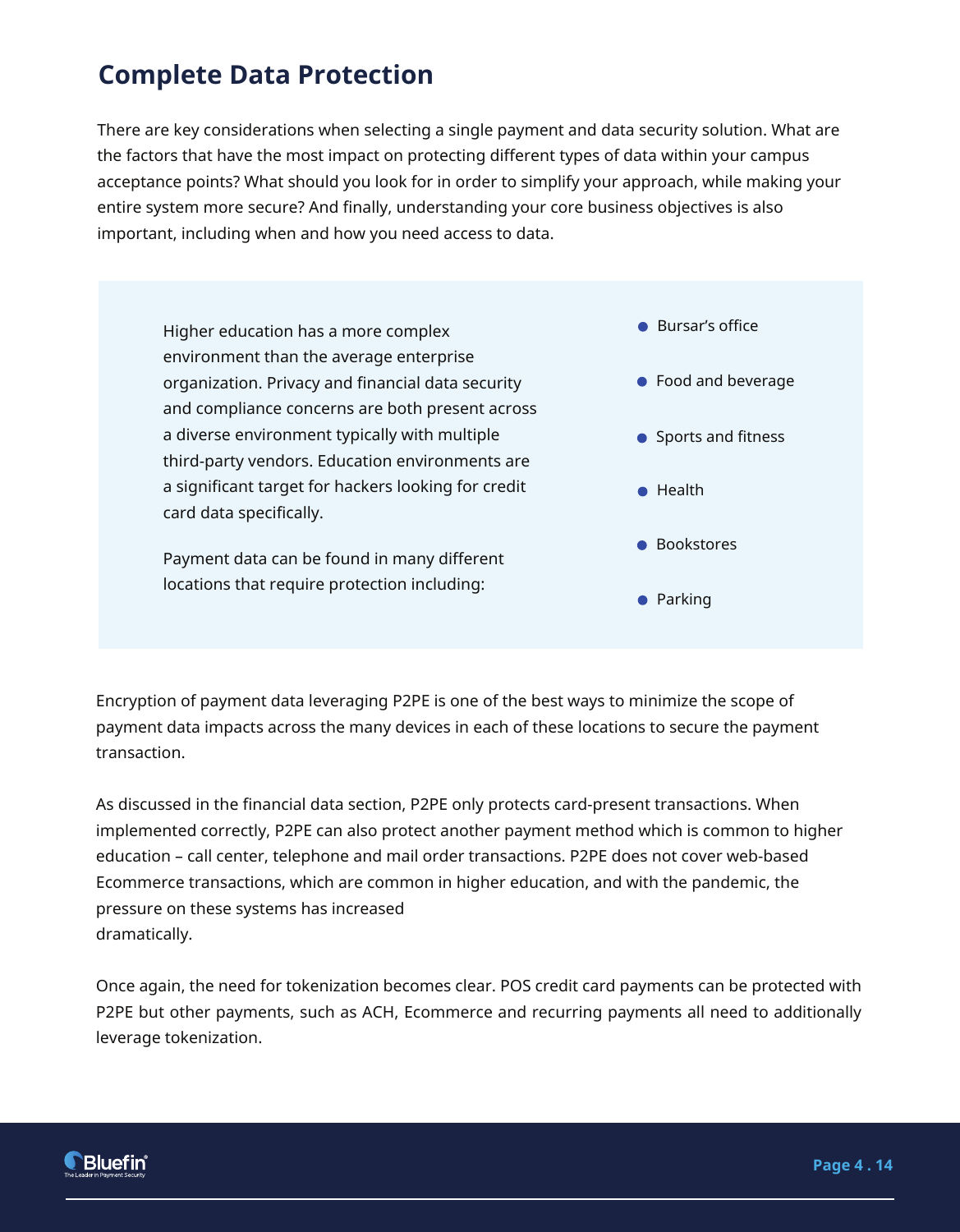## Complete Data Protection

There are key considerations when selecting a single payment and data security solution. What are the factors that have the most impact on protecting different types of data within your campus acceptance points? What should you look for in order to simplify your approach, while making your entire system more secure? And finally, understanding your core business objectives is also important, including when and how you need access to data.

Higher education has a more complex environment than the average enterprise organization. Privacy and financial data security and compliance concerns are both present across a diverse environment typically with multiple third-party vendors. Education environments are a significant target for hackers looking for credit card data specifically.

Payment data can be found in many different locations that require protection including:

- Bursar's office
- Food and beverage
- Sports and fitness
- Health
- Bookstores
- Parking

Encryption of payment data leveraging P2PE is one of the best ways to minimize the scope of payment data impacts across the many devices in each of these locations to secure the payment transaction.

As discussed in the financial data section, P2PE only protects card-present transactions. When implemented correctly, P2PE can also protect another payment method which is common to higher education – call center, telephone and mail order transactions. P2PE does not cover web-based Ecommerce transactions, which are common in higher education, and with the pandemic, the pressure on these systems has increased dramatically.

Once again, the need for tokenization becomes clear. POS credit card payments can be protected with P2PE but other payments, such as ACH, Ecommerce and recurring payments all need to additionally leverage tokenization.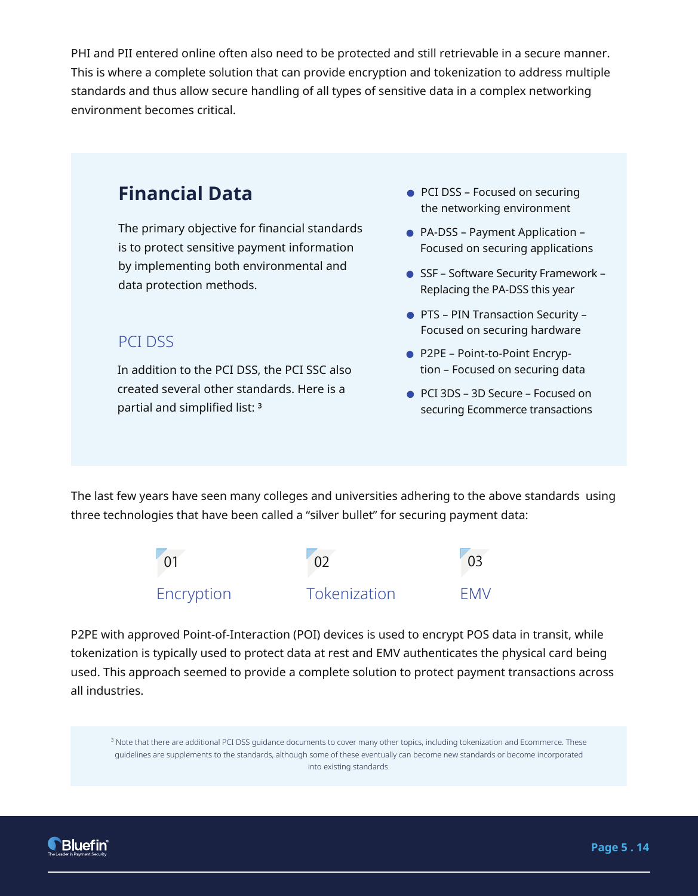PHI and PII entered online often also need to be protected and still retrievable in a secure manner. This is where a complete solution that can provide encryption and tokenization to address multiple standards and thus allow secure handling of all types of sensitive data in a complex networking environment becomes critical.

## Financial Data

The primary objective for financial standards is to protect sensitive payment information by implementing both environmental and data protection methods.

### PCI DSS

In addition to the PCI DSS, the PCI SSC also created several other standards. Here is a partial and simplified list: [3]

- PCI DSS – Focused on securing the networking environment
- PA-DSS – Payment Application – Focused on securing applications
- SSF – Software Security Framework – Replacing the PA-DSS this year
- PTS – PIN Transaction Security – Focused on securing hardware
- P2PE – Point-to-Point Encryption – Focused on securing data
- PCI 3DS – 3D Secure – Focused on securing Ecommerce transactions

The last few years have seen many colleges and universities adhering to the above standards using three technologies that have been called a “silver bullet” for securing payment data:

01 Encryption

02 Tokenization

03 EMV

P2PE with approved Point-of-Interaction (POI) devices is used to encrypt POS data in transit, while tokenization is typically used to protect data at rest and EMV authenticates the physical card being used. This approach seemed to provide a complete solution to protect payment transactions across all industries.

[3] Note that there are additional PCI DSS guidance documents to cover many other topics, including tokenization and Ecommerce. These guidelines are supplements to the standards, although some of these eventually can become new standards or become incorporated into existing standards.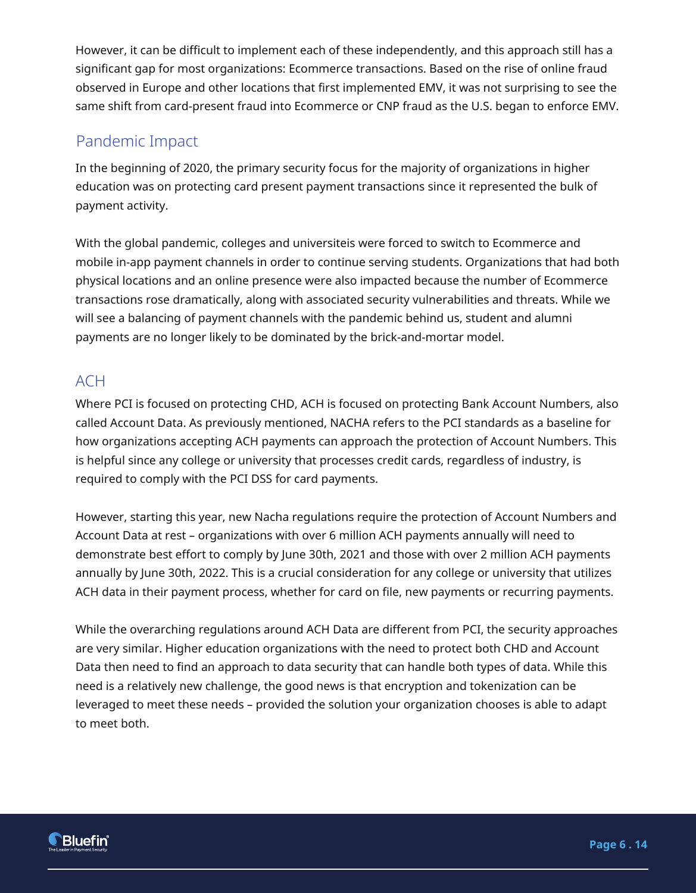However, it can be difficult to implement each of these independently, and this approach still has a significant gap for most organizations: Ecommerce transactions. Based on the rise of online fraud observed in Europe and other locations that first implemented EMV, it was not surprising to see the same shift from card-present fraud into Ecommerce or CNP fraud as the U.S. began to enforce EMV.

## Pandemic Impact

In the beginning of 2020, the primary security focus for the majority of organizations in higher education was on protecting card present payment transactions since it represented the bulk of payment activity.

With the global pandemic, colleges and universiteis were forced to switch to Ecommerce and mobile in-app payment channels in order to continue serving students. Organizations that had both physical locations and an online presence were also impacted because the number of Ecommerce transactions rose dramatically, along with associated security vulnerabilities and threats. While we will see a balancing of payment channels with the pandemic behind us, student and alumni payments are no longer likely to be dominated by the brick-and-mortar model.

## ACH

Where PCI is focused on protecting CHD, ACH is focused on protecting Bank Account Numbers, also called Account Data. As previously mentioned, NACHA refers to the PCI standards as a baseline for how organizations accepting ACH payments can approach the protection of Account Numbers. This is helpful since any college or university that processes credit cards, regardless of industry, is required to comply with the PCI DSS for card payments.

However, starting this year, new Nacha regulations require the protection of Account Numbers and Account Data at rest – organizations with over 6 million ACH payments annually will need to demonstrate best effort to comply by June 30th, 2021 and those with over 2 million ACH payments annually by June 30th, 2022. This is a crucial consideration for any college or university that utilizes ACH data in their payment process, whether for card on file, new payments or recurring payments.

While the overarching regulations around ACH Data are different from PCI, the security approaches are very similar. Higher education organizations with the need to protect both CHD and Account Data then need to find an approach to data security that can handle both types of data. While this need is a relatively new challenge, the good news is that encryption and tokenization can be leveraged to meet these needs – provided the solution your organization chooses is able to adapt to meet both.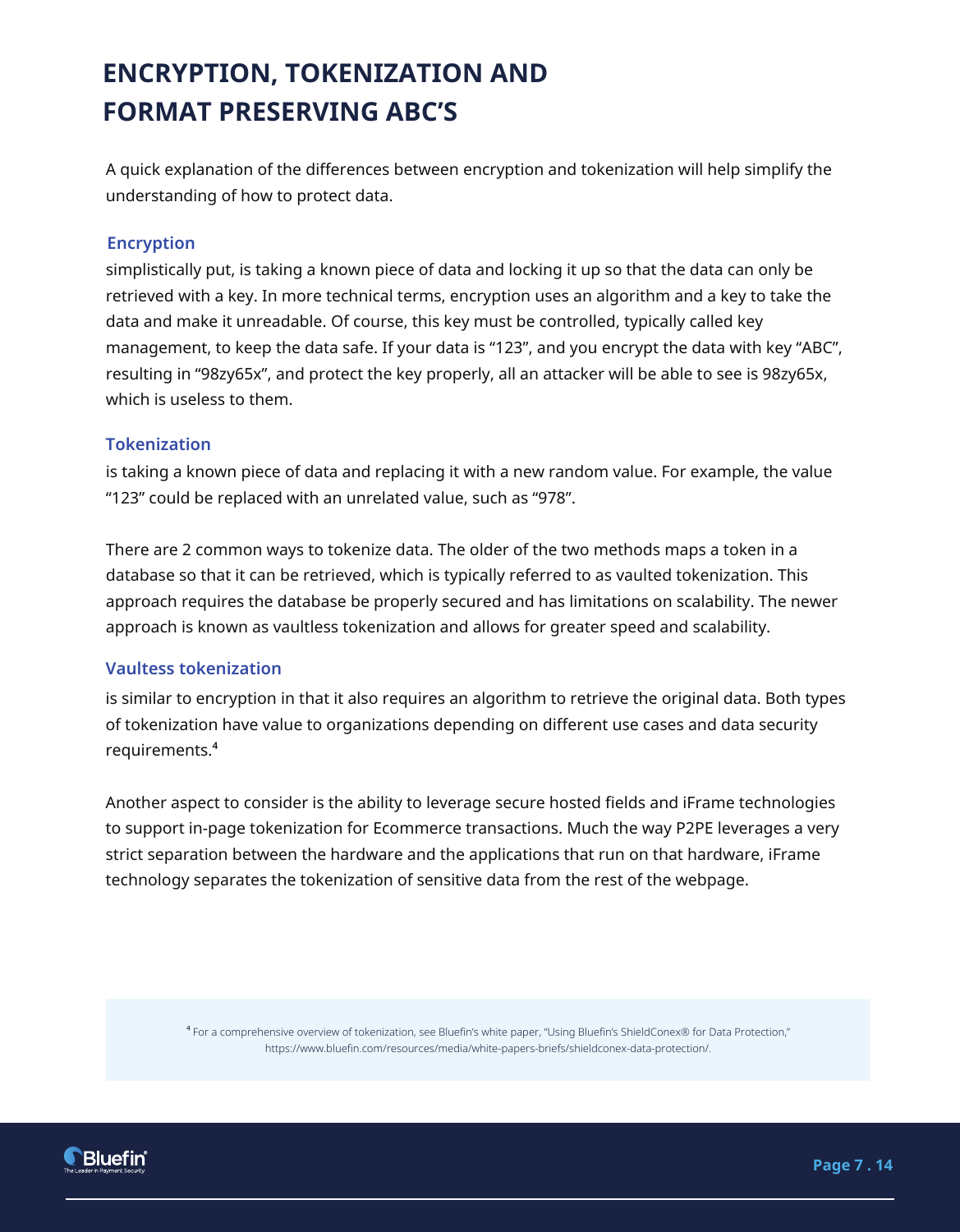# ENCRYPTION, TOKENIZATION AND FORMAT PRESERVING ABC'S

A quick explanation of the differences between encryption and tokenization will help simplify the understanding of how to protect data.

### Encryption

simplistically put, is taking a known piece of data and locking it up so that the data can only be retrieved with a key. In more technical terms, encryption uses an algorithm and a key to take the data and make it unreadable. Of course, this key must be controlled, typically called key management, to keep the data safe. If your data is "123", and you encrypt the data with key "ABC", resulting in "98zy65x", and protect the key properly, all an attacker will be able to see is 98zy65x, which is useless to them.

### Tokenization

is taking a known piece of data and replacing it with a new random value. For example, the value "123" could be replaced with an unrelated value, such as "978".

There are 2 common ways to tokenize data. The older of the two methods maps a token in a database so that it can be retrieved, which is typically referred to as vaulted tokenization. This approach requires the database be properly secured and has limitations on scalability. The newer approach is known as vaultless tokenization and allows for greater speed and scalability.

### Vaultess tokenization

is similar to encryption in that it also requires an algorithm to retrieve the original data. Both types of tokenization have value to organizations depending on different use cases and data security requirements.[4]

Another aspect to consider is the ability to leverage secure hosted fields and iFrame technologies to support in-page tokenization for Ecommerce transactions. Much the way P2PE leverages a very strict separation between the hardware and the applications that run on that hardware, iFrame technology separates the tokenization of sensitive data from the rest of the webpage.

[4] For a comprehensive overview of tokenization, see Bluefin's white paper, "Using Bluefin's ShieldConex® for Data Protection," https://www.bluefin.com/resources/media/white-papers-briefs/shieldconex-data-protection/.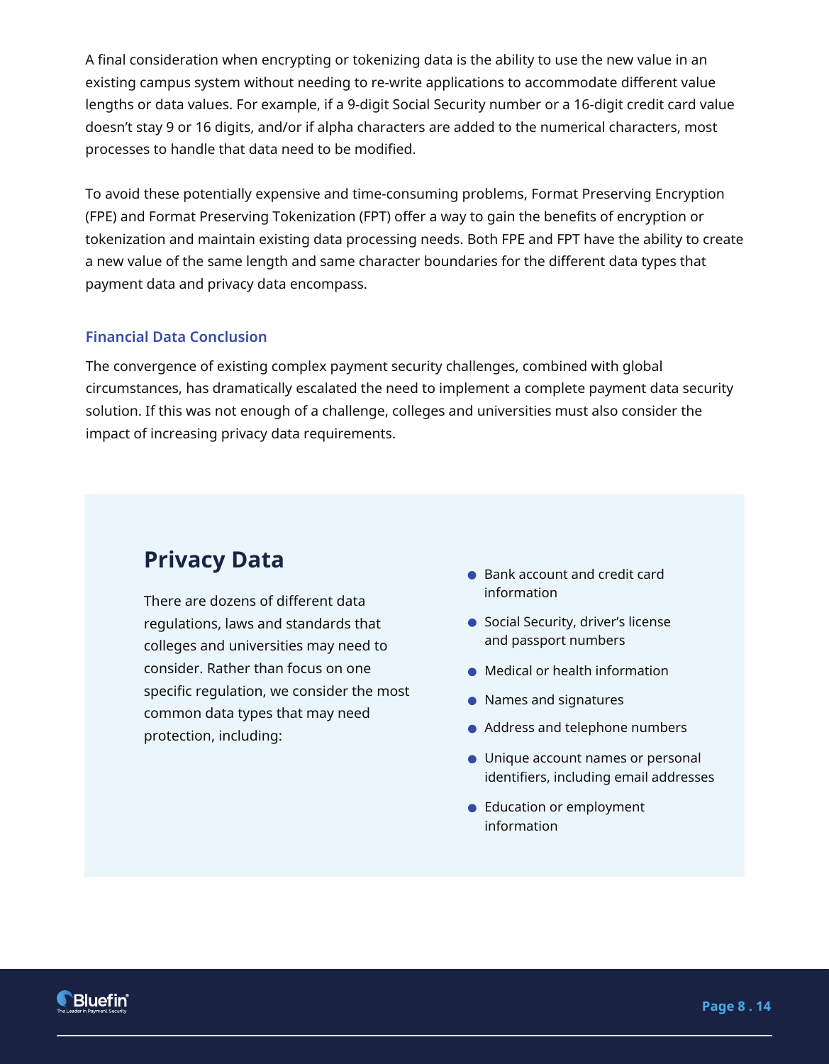A final consideration when encrypting or tokenizing data is the ability to use the new value in an existing campus system without needing to re-write applications to accommodate different value lengths or data values. For example, if a 9-digit Social Security number or a 16-digit credit card value doesn't stay 9 or 16 digits, and/or if alpha characters are added to the numerical characters, most processes to handle that data need to be modified.

To avoid these potentially expensive and time-consuming problems, Format Preserving Encryption (FPE) and Format Preserving Tokenization (FPT) offer a way to gain the benefits of encryption or tokenization and maintain existing data processing needs. Both FPE and FPT have the ability to create a new value of the same length and same character boundaries for the different data types that payment data and privacy data encompass.

### Financial Data Conclusion

The convergence of existing complex payment security challenges, combined with global circumstances, has dramatically escalated the need to implement a complete payment data security solution. If this was not enough of a challenge, colleges and universities must also consider the impact of increasing privacy data requirements.

## Privacy Data

There are dozens of different data regulations, laws and standards that colleges and universities may need to consider. Rather than focus on one specific regulation, we consider the most common data types that may need protection, including:

- Bank account and credit card information
- Social Security, driver's license and passport numbers
- Medical or health information
- Names and signatures
- Address and telephone numbers
- Unique account names or personal identifiers, including email addresses
- Education or employment information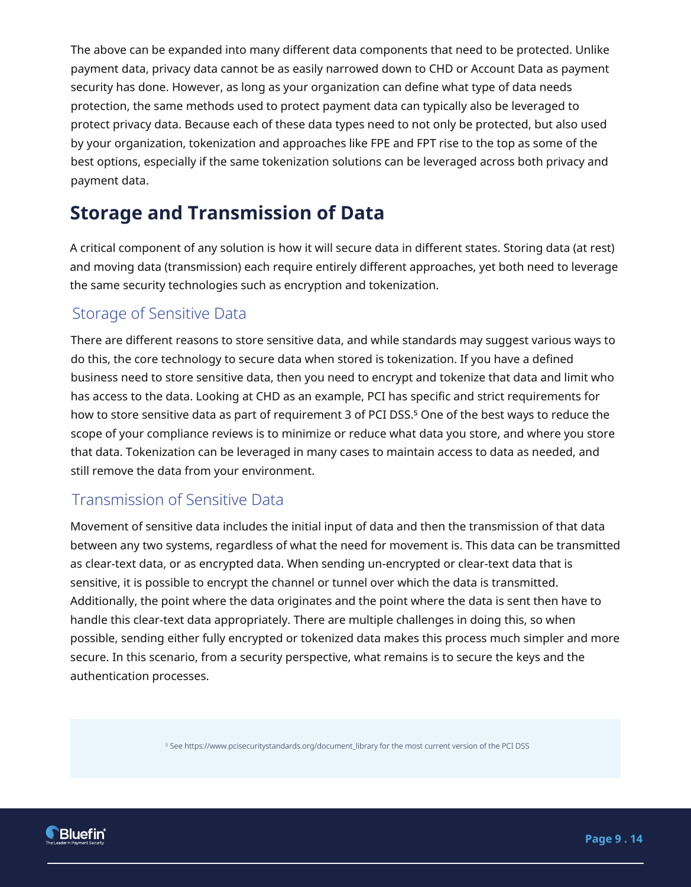The above can be expanded into many different data components that need to be protected. Unlike payment data, privacy data cannot be as easily narrowed down to CHD or Account Data as payment security has done. However, as long as your organization can define what type of data needs protection, the same methods used to protect payment data can typically also be leveraged to protect privacy data. Because each of these data types need to not only be protected, but also used by your organization, tokenization and approaches like FPE and FPT rise to the top as some of the best options, especially if the same tokenization solutions can be leveraged across both privacy and payment data.

## Storage and Transmission of Data

A critical component of any solution is how it will secure data in different states. Storing data (at rest) and moving data (transmission) each require entirely different approaches, yet both need to leverage the same security technologies such as encryption and tokenization.

### Storage of Sensitive Data

There are different reasons to store sensitive data, and while standards may suggest various ways to do this, the core technology to secure data when stored is tokenization. If you have a defined business need to store sensitive data, then you need to encrypt and tokenize that data and limit who has access to the data. Looking at CHD as an example, PCI has specific and strict requirements for how to store sensitive data as part of requirement 3 of PCI DSS.[5] One of the best ways to reduce the scope of your compliance reviews is to minimize or reduce what data you store, and where you store that data. Tokenization can be leveraged in many cases to maintain access to data as needed, and still remove the data from your environment.

### Transmission of Sensitive Data

Movement of sensitive data includes the initial input of data and then the transmission of that data between any two systems, regardless of what the need for movement is. This data can be transmitted as clear-text data, or as encrypted data. When sending un-encrypted or clear-text data that is sensitive, it is possible to encrypt the channel or tunnel over which the data is transmitted. Additionally, the point where the data originates and the point where the data is sent then have to handle this clear-text data appropriately. There are multiple challenges in doing this, so when possible, sending either fully encrypted or tokenized data makes this process much simpler and more secure. In this scenario, from a security perspective, what remains is to secure the keys and the authentication processes.

[5] See https://www.pcisecuritystandards.org/document_library for the most current version of the PCI DSS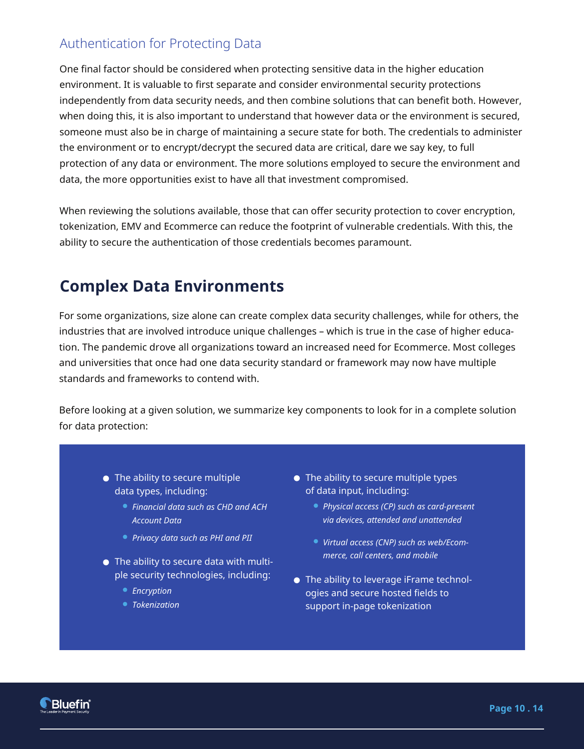### Authentication for Protecting Data

One final factor should be considered when protecting sensitive data in the higher education environment. It is valuable to first separate and consider environmental security protections independently from data security needs, and then combine solutions that can benefit both. However, when doing this, it is also important to understand that however data or the environment is secured, someone must also be in charge of maintaining a secure state for both. The credentials to administer the environment or to encrypt/decrypt the secured data are critical, dare we say key, to full protection of any data or environment. The more solutions employed to secure the environment and data, the more opportunities exist to have all that investment compromised.

When reviewing the solutions available, those that can offer security protection to cover encryption, tokenization, EMV and Ecommerce can reduce the footprint of vulnerable credentials. With this, the ability to secure the authentication of those credentials becomes paramount.

## Complex Data Environments

For some organizations, size alone can create complex data security challenges, while for others, the industries that are involved introduce unique challenges – which is true in the case of higher education. The pandemic drove all organizations toward an increased need for Ecommerce. Most colleges and universities that once had one data security standard or framework may now have multiple standards and frameworks to contend with.

Before looking at a given solution, we summarize key components to look for in a complete solution for data protection:

- The ability to secure multiple data types, including:
  - *Financial data such as CHD and ACH Account Data*
  - *Privacy data such as PHI and PII*
- The ability to secure data with multiple security technologies, including:
  - *Encryption*
  - *Tokenization*
- The ability to secure multiple types of data input, including:
  - *Physical access (CP) such as card-present via devices, attended and unattended*
  - *Virtual access (CNP) such as web/Ecommerce, call centers, and mobile*
- The ability to leverage iFrame technologies and secure hosted fields to support in-page tokenization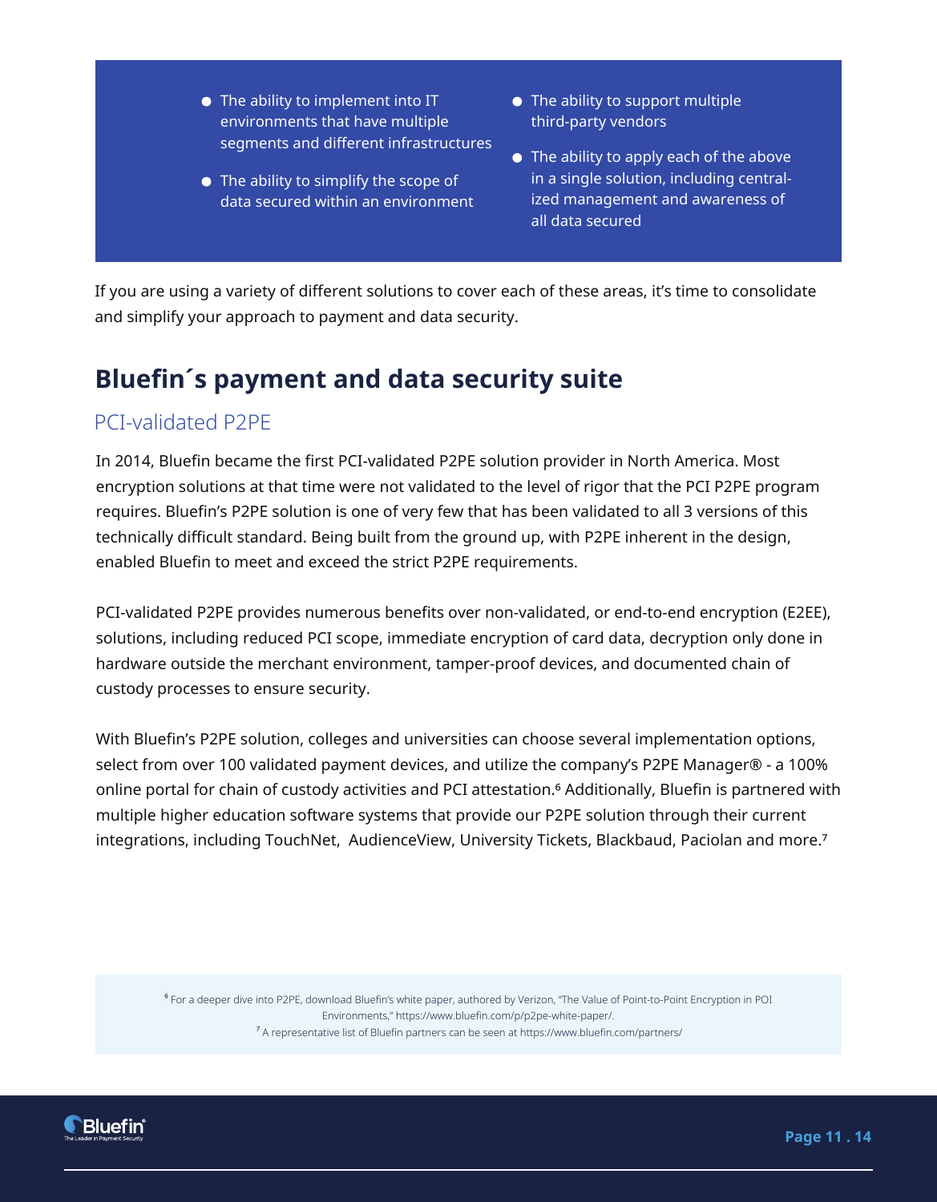- The ability to implement into IT environments that have multiple segments and different infrastructures
- The ability to simplify the scope of data secured within an environment
- The ability to support multiple third-party vendors
- The ability to apply each of the above in a single solution, including centralized management and awareness of all data secured

If you are using a variety of different solutions to cover each of these areas, it's time to consolidate and simplify your approach to payment and data security.

## Bluefin´s payment and data security suite

### PCI-validated P2PE

In 2014, Bluefin became the first PCI-validated P2PE solution provider in North America. Most encryption solutions at that time were not validated to the level of rigor that the PCI P2PE program requires. Bluefin's P2PE solution is one of very few that has been validated to all 3 versions of this technically difficult standard. Being built from the ground up, with P2PE inherent in the design, enabled Bluefin to meet and exceed the strict P2PE requirements.

PCI-validated P2PE provides numerous benefits over non-validated, or end-to-end encryption (E2EE), solutions, including reduced PCI scope, immediate encryption of card data, decryption only done in hardware outside the merchant environment, tamper-proof devices, and documented chain of custody processes to ensure security.

With Bluefin's P2PE solution, colleges and universities can choose several implementation options, select from over 100 validated payment devices, and utilize the company's P2PE Manager® - a 100% online portal for chain of custody activities and PCI attestation.[6] Additionally, Bluefin is partnered with multiple higher education software systems that provide our P2PE solution through their current integrations, including TouchNet, AudienceView, University Tickets, Blackbaud, Paciolan and more.[7]

[6] For a deeper dive into P2PE, download Bluefin's white paper, authored by Verizon, "The Value of Point-to-Point Encryption in POI Environments," https://www.bluefin.com/p/p2pe-white-paper/.
[7] A representative list of Bluefin partners can be seen at https://www.bluefin.com/partners/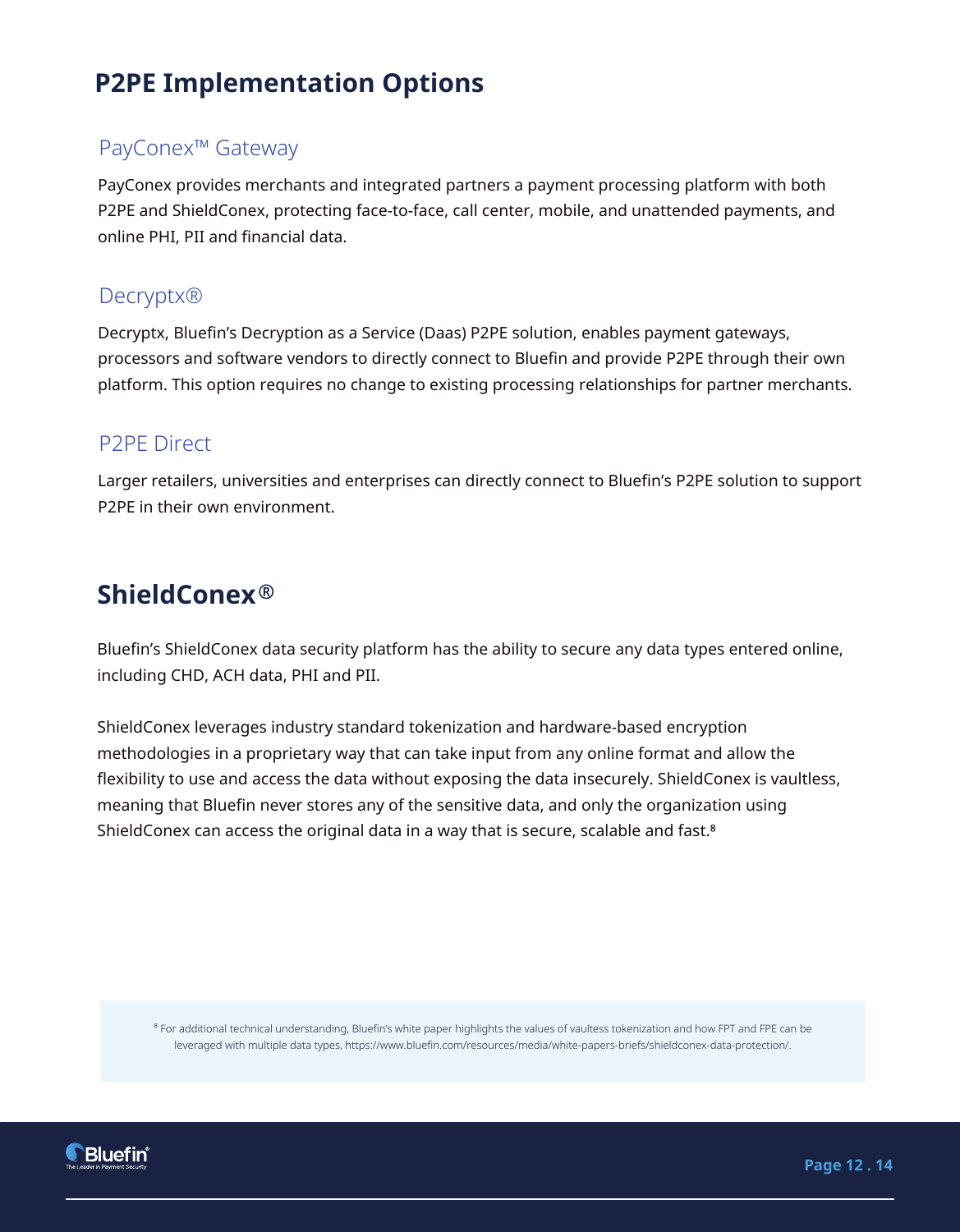## P2PE Implementation Options

### PayConex™ Gateway

PayConex provides merchants and integrated partners a payment processing platform with both P2PE and ShieldConex, protecting face-to-face, call center, mobile, and unattended payments, and online PHI, PII and financial data.

### Decryptx®

Decryptx, Bluefin's Decryption as a Service (Daas) P2PE solution, enables payment gateways, processors and software vendors to directly connect to Bluefin and provide P2PE through their own platform. This option requires no change to existing processing relationships for partner merchants.

### P2PE Direct

Larger retailers, universities and enterprises can directly connect to Bluefin's P2PE solution to support P2PE in their own environment.

## ShieldConex®

Bluefin's ShieldConex data security platform has the ability to secure any data types entered online, including CHD, ACH data, PHI and PII.

ShieldConex leverages industry standard tokenization and hardware-based encryption methodologies in a proprietary way that can take input from any online format and allow the flexibility to use and access the data without exposing the data insecurely. ShieldConex is vaultless, meaning that Bluefin never stores any of the sensitive data, and only the organization using ShieldConex can access the original data in a way that is secure, scalable and fast.[8]

[8] For additional technical understanding, Bluefin's white paper highlights the values of vaultless tokenization and how FPT and FPE can be leveraged with multiple data types, https://www.bluefin.com/resources/media/white-papers-briefs/shieldconex-data-protection/.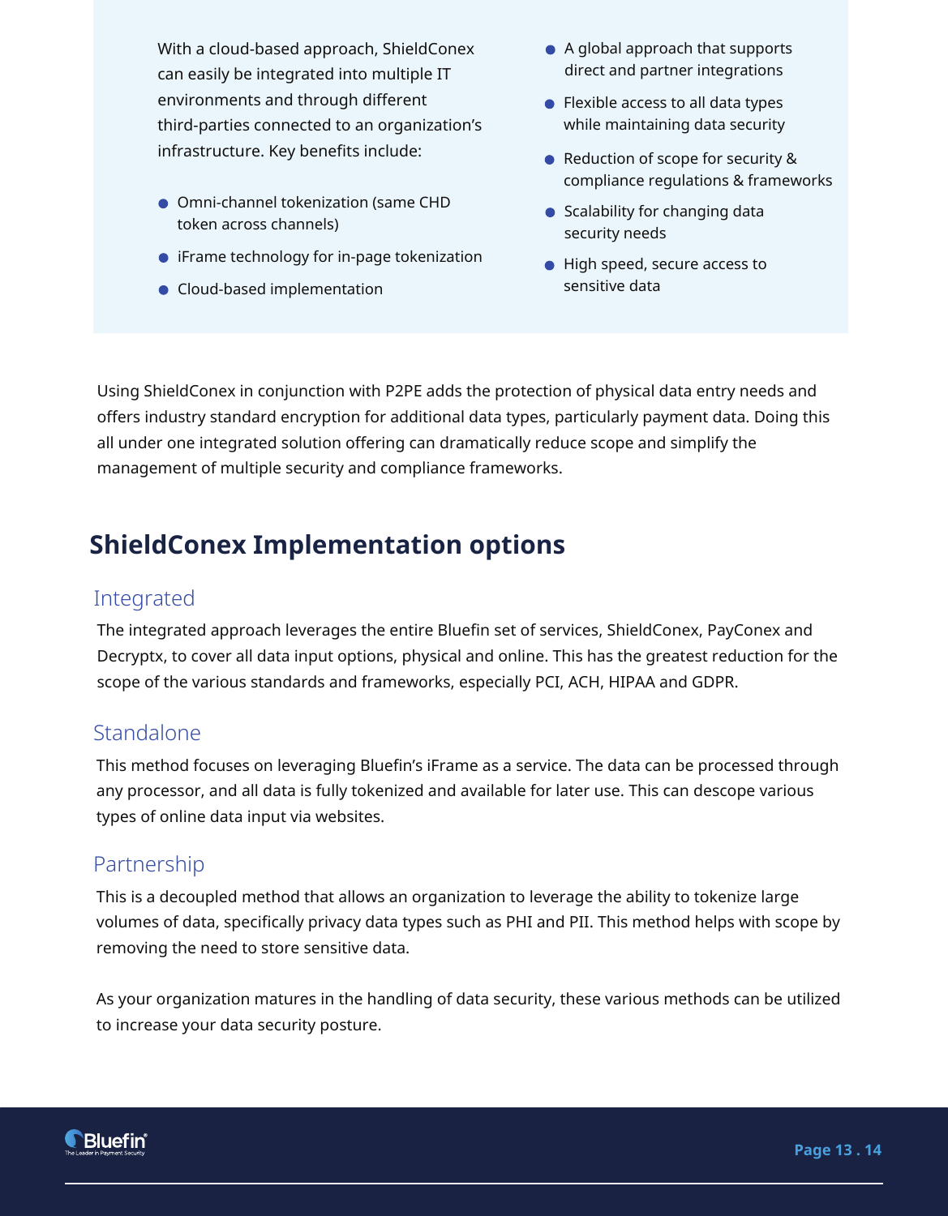With a cloud-based approach, ShieldConex can easily be integrated into multiple IT environments and through different third-parties connected to an organization's infrastructure. Key benefits include:

- Omni-channel tokenization (same CHD token across channels)
- iFrame technology for in-page tokenization
- Cloud-based implementation
- A global approach that supports direct and partner integrations
- Flexible access to all data types while maintaining data security
- Reduction of scope for security & compliance regulations & frameworks
- Scalability for changing data security needs
- High speed, secure access to sensitive data

Using ShieldConex in conjunction with P2PE adds the protection of physical data entry needs and offers industry standard encryption for additional data types, particularly payment data. Doing this all under one integrated solution offering can dramatically reduce scope and simplify the management of multiple security and compliance frameworks.

## ShieldConex Implementation options

### Integrated

The integrated approach leverages the entire Bluefin set of services, ShieldConex, PayConex and Decryptx, to cover all data input options, physical and online. This has the greatest reduction for the scope of the various standards and frameworks, especially PCI, ACH, HIPAA and GDPR.

### Standalone

This method focuses on leveraging Bluefin's iFrame as a service. The data can be processed through any processor, and all data is fully tokenized and available for later use. This can descope various types of online data input via websites.

### Partnership

This is a decoupled method that allows an organization to leverage the ability to tokenize large volumes of data, specifically privacy data types such as PHI and PII. This method helps with scope by removing the need to store sensitive data.

As your organization matures in the handling of data security, these various methods can be utilized to increase your data security posture.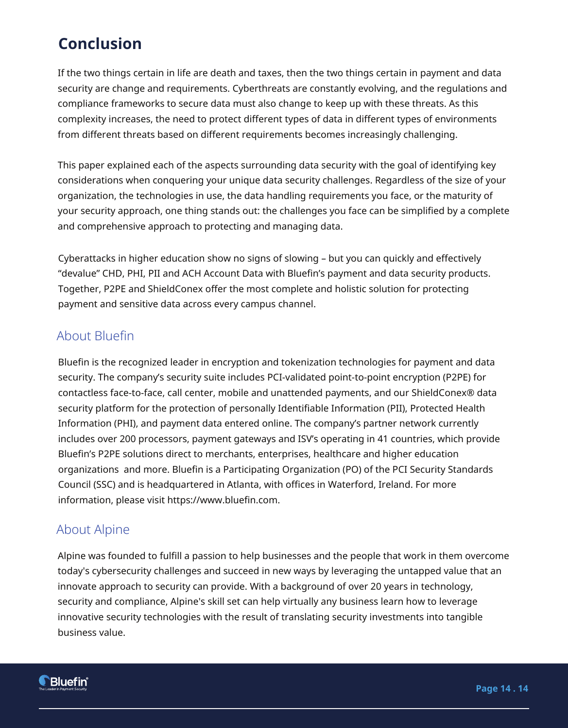# Conclusion

If the two things certain in life are death and taxes, then the two things certain in payment and data security are change and requirements. Cyberthreats are constantly evolving, and the regulations and compliance frameworks to secure data must also change to keep up with these threats. As this complexity increases, the need to protect different types of data in different types of environments from different threats based on different requirements becomes increasingly challenging.

This paper explained each of the aspects surrounding data security with the goal of identifying key considerations when conquering your unique data security challenges. Regardless of the size of your organization, the technologies in use, the data handling requirements you face, or the maturity of your security approach, one thing stands out: the challenges you face can be simplified by a complete and comprehensive approach to protecting and managing data.

Cyberattacks in higher education show no signs of slowing – but you can quickly and effectively "devalue" CHD, PHI, PII and ACH Account Data with Bluefin's payment and data security products. Together, P2PE and ShieldConex offer the most complete and holistic solution for protecting payment and sensitive data across every campus channel.

## About Bluefin

Bluefin is the recognized leader in encryption and tokenization technologies for payment and data security. The company's security suite includes PCI-validated point-to-point encryption (P2PE) for contactless face-to-face, call center, mobile and unattended payments, and our ShieldConex® data security platform for the protection of personally Identifiable Information (PII), Protected Health Information (PHI), and payment data entered online. The company's partner network currently includes over 200 processors, payment gateways and ISV's operating in 41 countries, which provide Bluefin's P2PE solutions direct to merchants, enterprises, healthcare and higher education organizations  and more. Bluefin is a Participating Organization (PO) of the PCI Security Standards Council (SSC) and is headquartered in Atlanta, with offices in Waterford, Ireland. For more information, please visit https://www.bluefin.com.

## About Alpine

Alpine was founded to fulfill a passion to help businesses and the people that work in them overcome today's cybersecurity challenges and succeed in new ways by leveraging the untapped value that an innovate approach to security can provide. With a background of over 20 years in technology, security and compliance, Alpine's skill set can help virtually any business learn how to leverage innovative security technologies with the result of translating security investments into tangible business value.